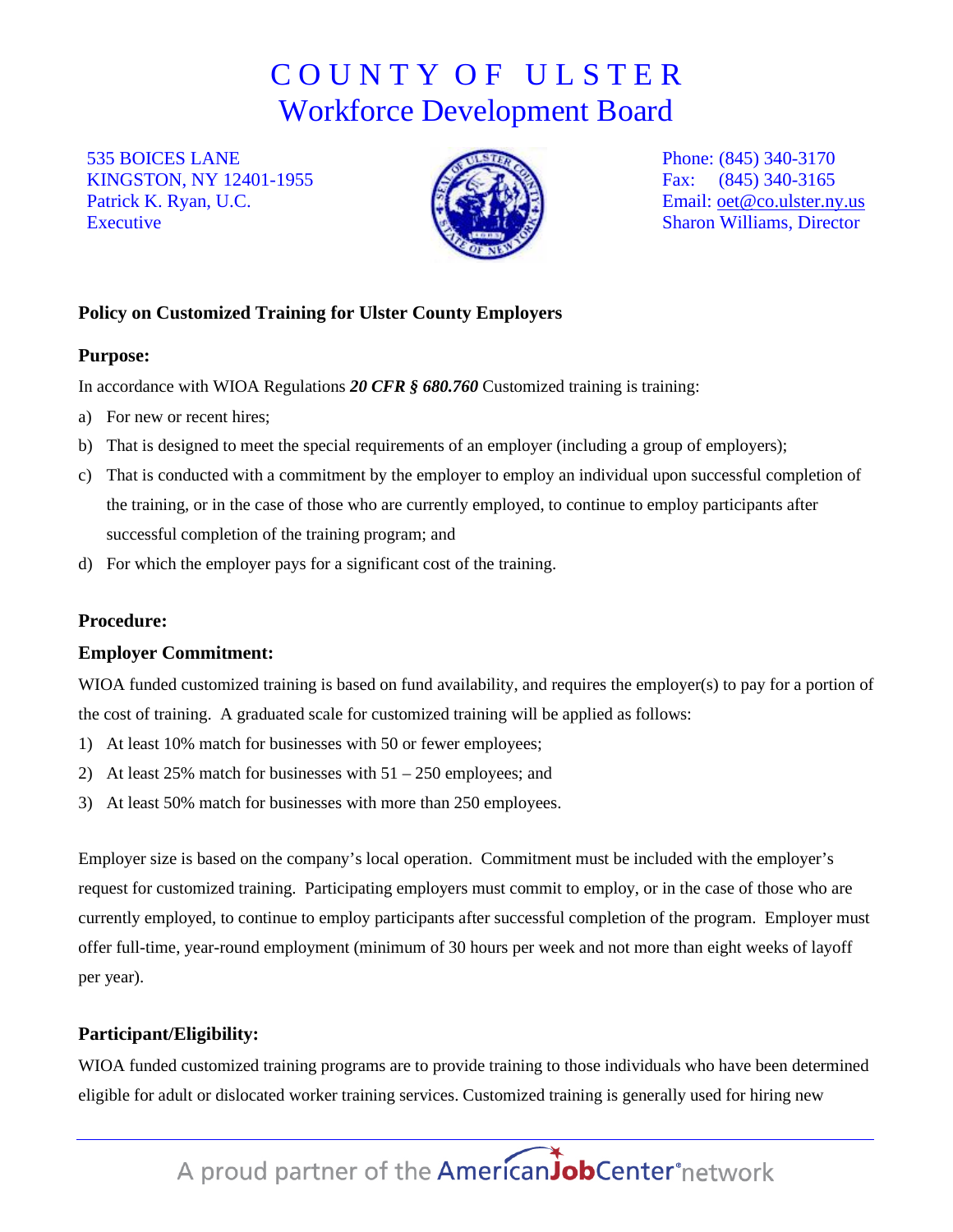# COUNTY OF ULSTER
## Workforce Development Board

535 BOICES LANE
KINGSTON, NY 12401-1955
Patrick K. Ryan, U.C.
Executive

Phone: (845) 340-3170
Fax: (845) 340-3165
Email: oet@co.ulster.ny.us
Sharon Williams, Director

### Policy on Customized Training for Ulster County Employers

**Purpose:**

In accordance with WIOA Regulations ***20 CFR § 680.760*** Customized training is training:

a) For new or recent hires;
b) That is designed to meet the special requirements of an employer (including a group of employers);
c) That is conducted with a commitment by the employer to employ an individual upon successful completion of the training, or in the case of those who are currently employed, to continue to employ participants after successful completion of the training program; and
d) For which the employer pays for a significant cost of the training.

**Procedure:**

**Employer Commitment:**

WIOA funded customized training is based on fund availability, and requires the employer(s) to pay for a portion of the cost of training. A graduated scale for customized training will be applied as follows:

1) At least 10% match for businesses with 50 or fewer employees;
2) At least 25% match for businesses with 51 – 250 employees; and
3) At least 50% match for businesses with more than 250 employees.

Employer size is based on the company's local operation. Commitment must be included with the employer's request for customized training. Participating employers must commit to employ, or in the case of those who are currently employed, to continue to employ participants after successful completion of the program. Employer must offer full-time, year-round employment (minimum of 30 hours per week and not more than eight weeks of layoff per year).

**Participant/Eligibility:**

WIOA funded customized training programs are to provide training to those individuals who have been determined eligible for adult or dislocated worker training services. Customized training is generally used for hiring new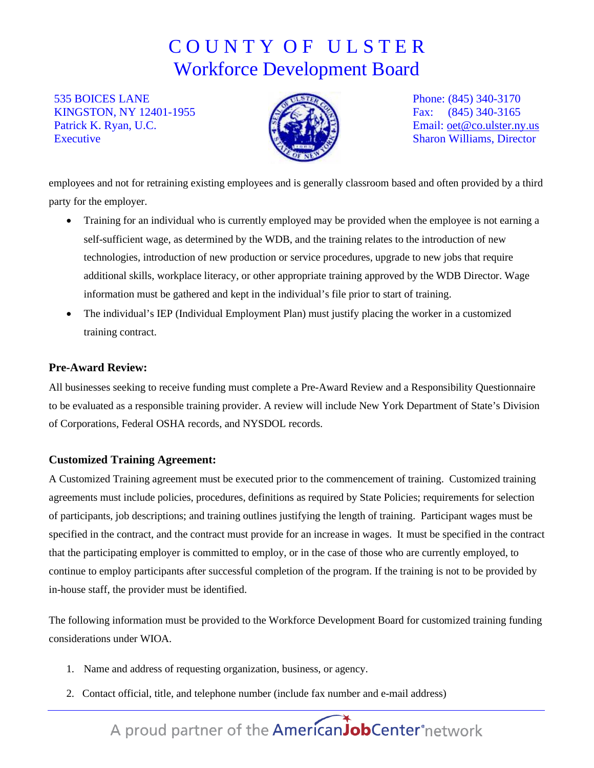employees and not for retraining existing employees and is generally classroom based and often provided by a third party for the employer.

- Training for an individual who is currently employed may be provided when the employee is not earning a self-sufficient wage, as determined by the WDB, and the training relates to the introduction of new technologies, introduction of new production or service procedures, upgrade to new jobs that require additional skills, workplace literacy, or other appropriate training approved by the WDB Director. Wage information must be gathered and kept in the individual's file prior to start of training.
- The individual's IEP (Individual Employment Plan) must justify placing the worker in a customized training contract.

### Pre-Award Review:

All businesses seeking to receive funding must complete a Pre-Award Review and a Responsibility Questionnaire to be evaluated as a responsible training provider. A review will include New York Department of State's Division of Corporations, Federal OSHA records, and NYSDOL records.

### Customized Training Agreement:

A Customized Training agreement must be executed prior to the commencement of training. Customized training agreements must include policies, procedures, definitions as required by State Policies; requirements for selection of participants, job descriptions; and training outlines justifying the length of training. Participant wages must be specified in the contract, and the contract must provide for an increase in wages. It must be specified in the contract that the participating employer is committed to employ, or in the case of those who are currently employed, to continue to employ participants after successful completion of the program. If the training is not to be provided by in-house staff, the provider must be identified.

The following information must be provided to the Workforce Development Board for customized training funding considerations under WIOA.

1. Name and address of requesting organization, business, or agency.
2. Contact official, title, and telephone number (include fax number and e-mail address)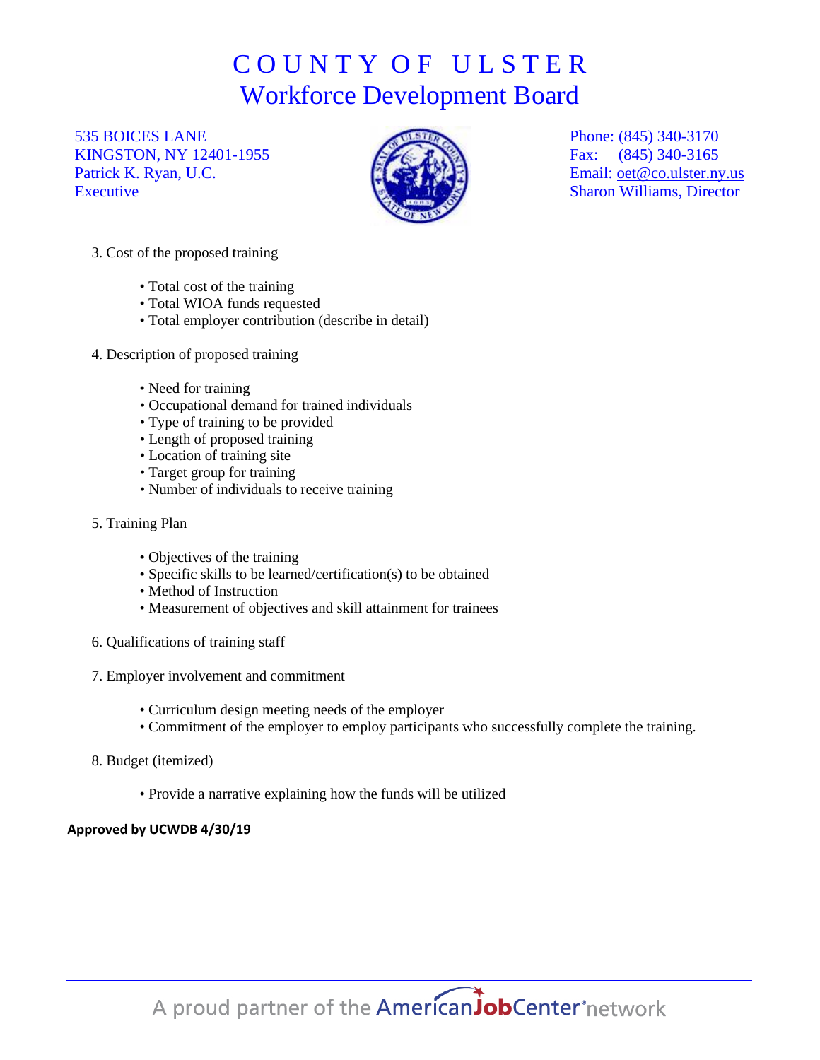3. Cost of the proposed training

    - Total cost of the training
    - Total WIOA funds requested
    - Total employer contribution (describe in detail)

4. Description of proposed training

    - Need for training
    - Occupational demand for trained individuals
    - Type of training to be provided
    - Length of proposed training
    - Location of training site
    - Target group for training
    - Number of individuals to receive training

5. Training Plan

    - Objectives of the training
    - Specific skills to be learned/certification(s) to be obtained
    - Method of Instruction
    - Measurement of objectives and skill attainment for trainees

6. Qualifications of training staff

7. Employer involvement and commitment

    - Curriculum design meeting needs of the employer
    - Commitment of the employer to employ participants who successfully complete the training.

8. Budget (itemized)

    - Provide a narrative explaining how the funds will be utilized

**Approved by UCWDB 4/30/19**